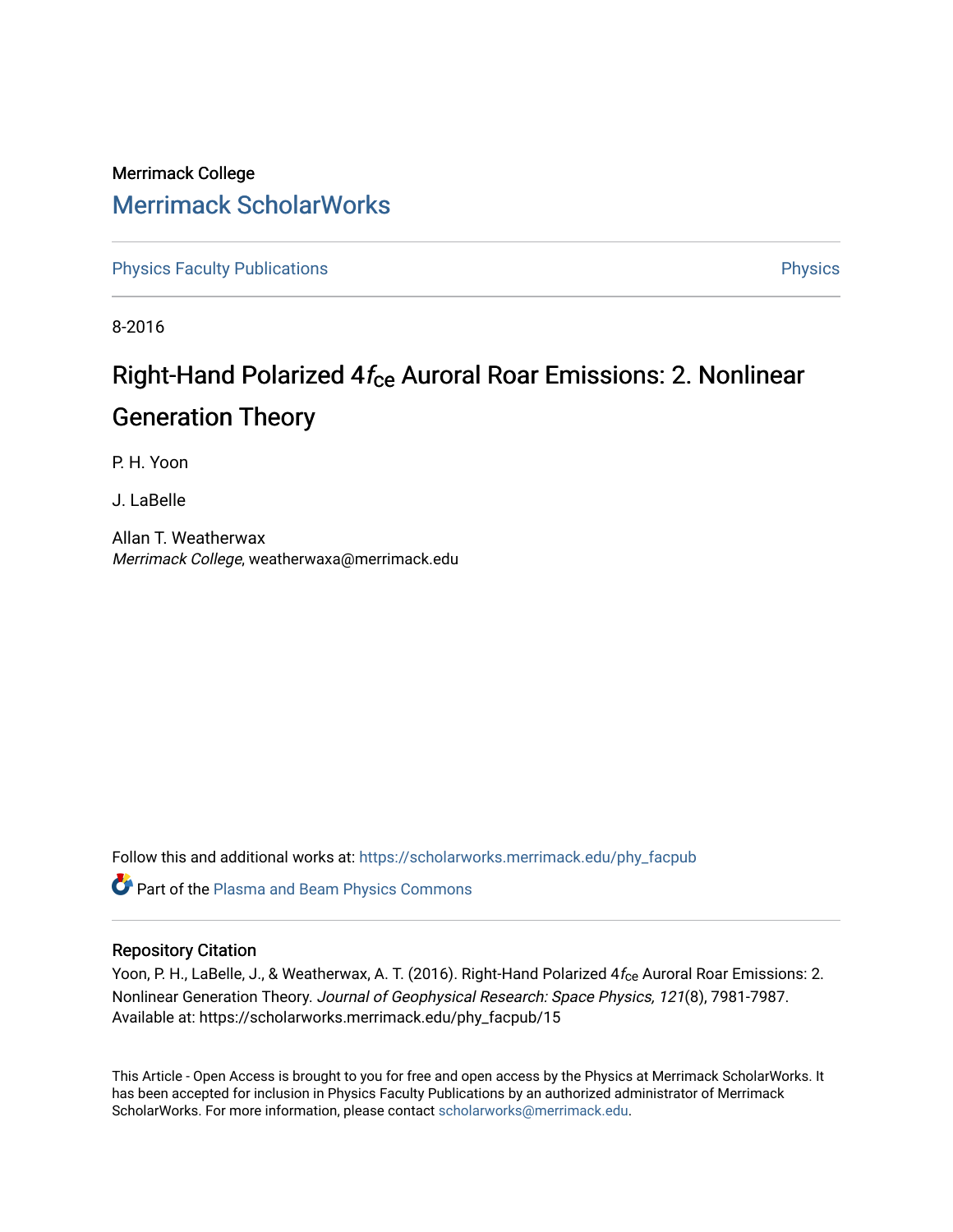Merrimack College

# Merrimack ScholarWorks

Physics Faculty Publications

Physics

8-2016

# Right-Hand Polarized $4f_{ce}$ Auroral Roar Emissions: 2. Nonlinear Generation Theory

P. H. Yoon

J. LaBelle

Allan T. Weatherwax
*Merrimack College*, weatherwaxa@merrimack.edu

Follow this and additional works at: https://scholarworks.merrimack.edu/phy_facpub

Part of the Plasma and Beam Physics Commons

## Repository Citation

Yoon, P. H., LaBelle, J., & Weatherwax, A. T. (2016). Right-Hand Polarized $4f_{ce}$ Auroral Roar Emissions: 2. Nonlinear Generation Theory. *Journal of Geophysical Research: Space Physics, 121*(8), 7981-7987. Available at: https://scholarworks.merrimack.edu/phy_facpub/15

This Article - Open Access is brought to you for free and open access by the Physics at Merrimack ScholarWorks. It has been accepted for inclusion in Physics Faculty Publications by an authorized administrator of Merrimack ScholarWorks. For more information, please contact scholarworks@merrimack.edu.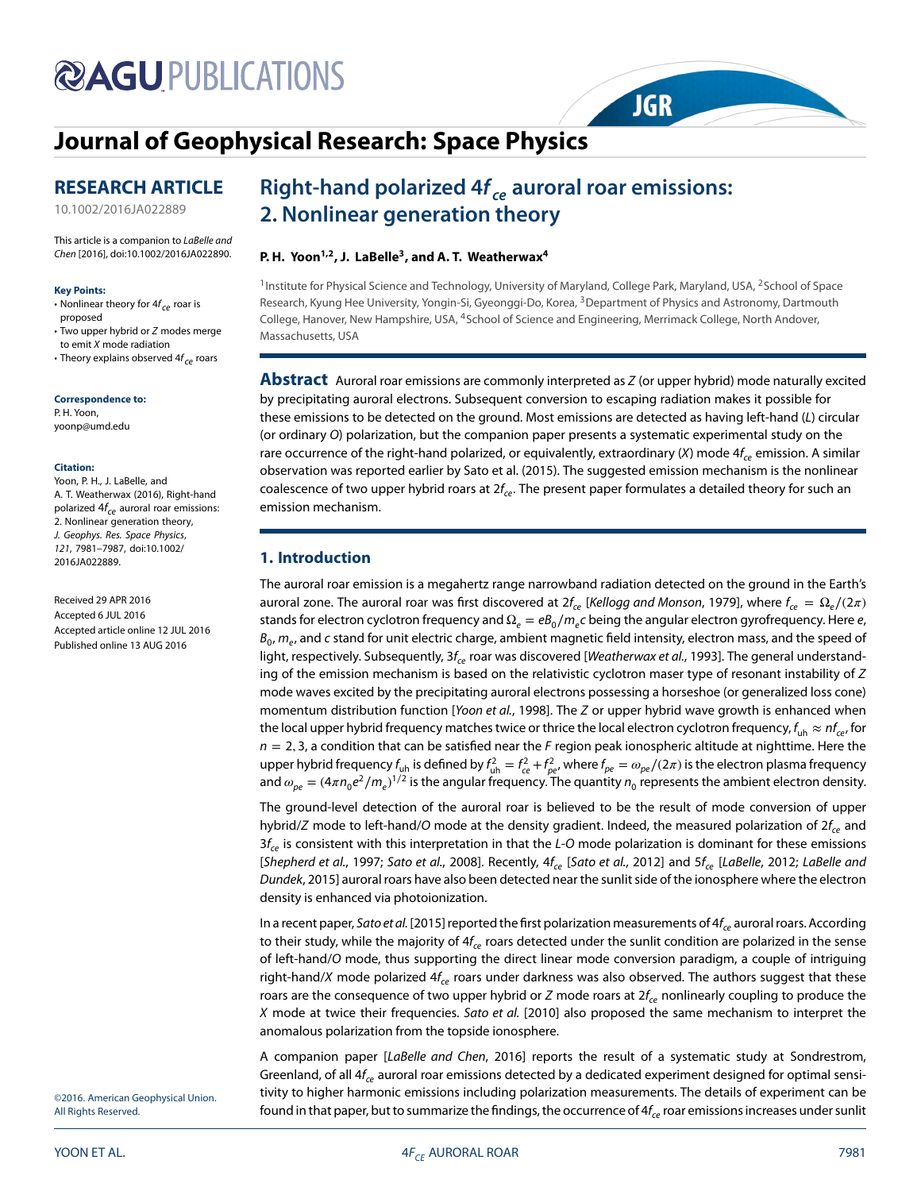# Right-hand polarized $4f_{ce}$ auroral roar emissions: 2. Nonlinear generation theory

**RESEARCH ARTICLE**

10.1002/2016JA022889

This article is a companion to *LaBelle and Chen* [2016], doi:10.1002/2016JA022890.

**Key Points:**

- Nonlinear theory for $4f_{ce}$ roar is proposed
- Two upper hybrid or $Z$ modes merge to emit $X$ mode radiation
- Theory explains observed $4f_{ce}$ roars

**Correspondence to:**
P. H. Yoon,
yoonp@umd.edu

**Citation:**
Yoon, P. H., J. LaBelle, and A. T. Weatherwax (2016), Right-hand polarized $4f_{ce}$ auroral roar emissions: 2. Nonlinear generation theory, *J. Geophys. Res. Space Physics*, *121*, 7981–7987, doi:10.1002/2016JA022889.

Received 29 APR 2016
Accepted 6 JUL 2016
Accepted article online 12 JUL 2016
Published online 13 AUG 2016

©2016. American Geophysical Union. All Rights Reserved.

**P. H. Yoon[1,2], J. LaBelle[3], and A. T. Weatherwax[4]**

[1]Institute for Physical Science and Technology, University of Maryland, College Park, Maryland, USA, [2]School of Space Research, Kyung Hee University, Yongin-Si, Gyeonggi-Do, Korea, [3]Department of Physics and Astronomy, Dartmouth College, Hanover, New Hampshire, USA, [4]School of Science and Engineering, Merrimack College, North Andover, Massachusetts, USA

**Abstract** Auroral roar emissions are commonly interpreted as $Z$ (or upper hybrid) mode naturally excited by precipitating auroral electrons. Subsequent conversion to escaping radiation makes it possible for these emissions to be detected on the ground. Most emissions are detected as having left-hand ($L$) circular (or ordinary $O$) polarization, but the companion paper presents a systematic experimental study on the rare occurrence of the right-hand polarized, or equivalently, extraordinary ($X$) mode $4f_{ce}$ emission. A similar observation was reported earlier by Sato et al. (2015). The suggested emission mechanism is the nonlinear coalescence of two upper hybrid roars at $2f_{ce}$. The present paper formulates a detailed theory for such an emission mechanism.

## 1. Introduction

The auroral roar emission is a megahertz range narrowband radiation detected on the ground in the Earth's auroral zone. The auroral roar was first discovered at $2f_{ce}$ [*Kellogg and Monson*, 1979], where $f_{ce} = \Omega_e/(2\pi)$ stands for electron cyclotron frequency and $\Omega_e = eB_0/m_ec$ being the angular electron gyrofrequency. Here $e$, $B_0$, $m_e$, and $c$ stand for unit electric charge, ambient magnetic field intensity, electron mass, and the speed of light, respectively. Subsequently, $3f_{ce}$ roar was discovered [*Weatherwax et al.*, 1993]. The general understanding of the emission mechanism is based on the relativistic cyclotron maser type of resonant instability of $Z$ mode waves excited by the precipitating auroral electrons possessing a horseshoe (or generalized loss cone) momentum distribution function [*Yoon et al.*, 1998]. The $Z$ or upper hybrid wave growth is enhanced when the local upper hybrid frequency matches twice or thrice the local electron cyclotron frequency, $f_{\rm uh} \approx nf_{ce}$, for $n = 2, 3$, a condition that can be satisfied near the $F$ region peak ionospheric altitude at nighttime. Here the upper hybrid frequency $f_{\rm uh}$ is defined by $f_{\rm uh}^2 = f_{ce}^2 + f_{pe}^2$, where $f_{pe} = \omega_{pe}/(2\pi)$ is the electron plasma frequency and $\omega_{pe} = (4\pi n_0 e^2/m_e)^{1/2}$ is the angular frequency. The quantity $n_0$ represents the ambient electron density.

The ground-level detection of the auroral roar is believed to be the result of mode conversion of upper hybrid/$Z$ mode to left-hand/$O$ mode at the density gradient. Indeed, the measured polarization of $2f_{ce}$ and $3f_{ce}$ is consistent with this interpretation in that the $L$-$O$ mode polarization is dominant for these emissions [*Shepherd et al.*, 1997; *Sato et al.*, 2008]. Recently, $4f_{ce}$ [*Sato et al.*, 2012] and $5f_{ce}$ [*LaBelle*, 2012; *LaBelle and Dundek*, 2015] auroral roars have also been detected near the sunlit side of the ionosphere where the electron density is enhanced via photoionization.

In a recent paper, *Sato et al.* [2015] reported the first polarization measurements of $4f_{ce}$ auroral roars. According to their study, while the majority of $4f_{ce}$ roars detected under the sunlit condition are polarized in the sense of left-hand/$O$ mode, thus supporting the direct linear mode conversion paradigm, a couple of intriguing right-hand/$X$ mode polarized $4f_{ce}$ roars under darkness was also observed. The authors suggest that these roars are the consequence of two upper hybrid or $Z$ mode roars at $2f_{ce}$ nonlinearly coupling to produce the $X$ mode at twice their frequencies. *Sato et al.* [2010] also proposed the same mechanism to interpret the anomalous polarization from the topside ionosphere.

A companion paper [*LaBelle and Chen*, 2016] reports the result of a systematic study at Sondrestrom, Greenland, of all $4f_{ce}$ auroral roar emissions detected by a dedicated experiment designed for optimal sensitivity to higher harmonic emissions including polarization measurements. The details of experiment can be found in that paper, but to summarize the findings, the occurrence of $4f_{ce}$ roar emissions increases under sunlit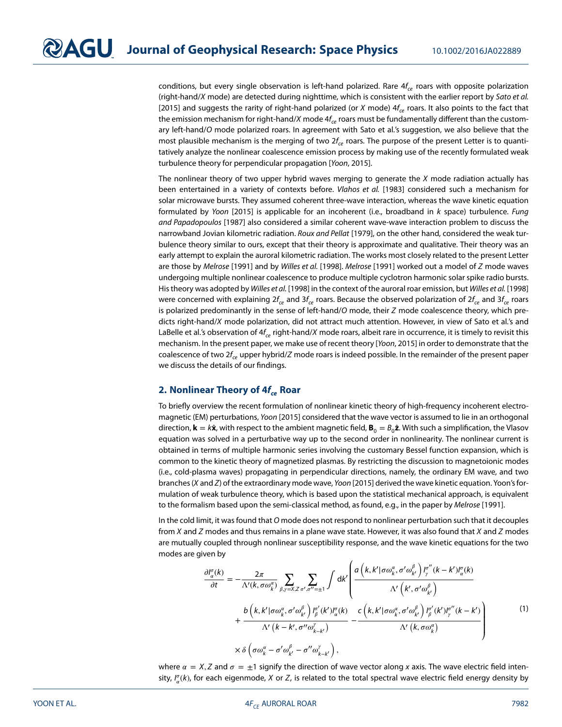conditions, but every single observation is left-hand polarized. Rare $4f_{ce}$ roars with opposite polarization (right-hand/*X* mode) are detected during nighttime, which is consistent with the earlier report by *Sato et al.* [2015] and suggests the rarity of right-hand polarized (or *X* mode) $4f_{ce}$ roars. It also points to the fact that the emission mechanism for right-hand/*X* mode $4f_{ce}$ roars must be fundamentally different than the customary left-hand/*O* mode polarized roars. In agreement with Sato et al.'s suggestion, we also believe that the most plausible mechanism is the merging of two $2f_{ce}$ roars. The purpose of the present Letter is to quantitatively analyze the nonlinear coalescence emission process by making use of the recently formulated weak turbulence theory for perpendicular propagation [*Yoon*, 2015].

The nonlinear theory of two upper hybrid waves merging to generate the *X* mode radiation actually has been entertained in a variety of contexts before. *Vlahos et al.* [1983] considered such a mechanism for solar microwave bursts. They assumed coherent three-wave interaction, whereas the wave kinetic equation formulated by *Yoon* [2015] is applicable for an incoherent (i.e., broadband in *k* space) turbulence. *Fung and Papadopoulos* [1987] also considered a similar coherent wave-wave interaction problem to discuss the narrowband Jovian kilometric radiation. *Roux and Pellat* [1979], on the other hand, considered the weak turbulence theory similar to ours, except that their theory is approximate and qualitative. Their theory was an early attempt to explain the auroral kilometric radiation. The works most closely related to the present Letter are those by *Melrose* [1991] and by *Willes et al.* [1998]. *Melrose* [1991] worked out a model of *Z* mode waves undergoing multiple nonlinear coalescence to produce multiple cyclotron harmonic solar spike radio bursts. His theory was adopted by *Willes et al.* [1998] in the context of the auroral roar emission, but *Willes et al.* [1998] were concerned with explaining $2f_{ce}$ and $3f_{ce}$ roars. Because the observed polarization of $2f_{ce}$ and $3f_{ce}$ roars is polarized predominantly in the sense of left-hand/*O* mode, their *Z* mode coalescence theory, which predicts right-hand/*X* mode polarization, did not attract much attention. However, in view of Sato et al.'s and LaBelle et al.'s observation of $4f_{ce}$ right-hand/*X* mode roars, albeit rare in occurrence, it is timely to revisit this mechanism. In the present paper, we make use of recent theory [*Yoon*, 2015] in order to demonstrate that the coalescence of two $2f_{ce}$ upper hybrid/*Z* mode roars is indeed possible. In the remainder of the present paper we discuss the details of our findings.

## 2. Nonlinear Theory of $4f_{ce}$ Roar

To briefly overview the recent formulation of nonlinear kinetic theory of high-frequency incoherent electromagnetic (EM) perturbations, *Yoon* [2015] considered that the wave vector is assumed to lie in an orthogonal direction, $\mathbf{k} = k\hat{\mathbf{x}}$, with respect to the ambient magnetic field, $\mathbf{B}_0 = B_0\hat{\mathbf{z}}$. With such a simplification, the Vlasov equation was solved in a perturbative way up to the second order in nonlinearity. The nonlinear current is obtained in terms of multiple harmonic series involving the customary Bessel function expansion, which is common to the kinetic theory of magnetized plasmas. By restricting the discussion to magnetoionic modes (i.e., cold-plasma waves) propagating in perpendicular directions, namely, the ordinary EM wave, and two branches (*X* and *Z*) of the extraordinary mode wave, *Yoon* [2015] derived the wave kinetic equation. Yoon's formulation of weak turbulence theory, which is based upon the statistical mechanical approach, is equivalent to the formalism based upon the semi-classical method, as found, e.g., in the paper by *Melrose* [1991].

In the cold limit, it was found that *O* mode does not respond to nonlinear perturbation such that it decouples from *X* and *Z* modes and thus remains in a plane wave state. However, it was also found that *X* and *Z* modes are mutually coupled through nonlinear susceptibility response, and the wave kinetic equations for the two modes are given by

$$
\begin{aligned}
\frac{\partial I_\alpha^\sigma(k)}{\partial t} = & -\frac{2\pi}{\Lambda'(k,\sigma\omega_k^\alpha)} \sum_{\beta,\gamma=X,Z} \sum_{\sigma',\sigma''=\pm1} \int dk' \left( \frac{a\left(k,k'|\sigma\omega_k^\alpha,\sigma'\omega_{k'}^\beta\right) I_\gamma^{\sigma''}(k-k') I_\alpha^\sigma(k)}{\Lambda'\left(k',\sigma'\omega_{k'}^\beta\right)} \right. \\
& \left. + \frac{b\left(k,k'|\sigma\omega_k^\alpha,\sigma'\omega_{k'}^\beta\right) I_\beta^{\sigma'}(k') I_\alpha^\sigma(k)}{\Lambda'\left(k-k',\sigma''\omega_{k-k'}^\gamma\right)} - \frac{c\left(k,k'|\sigma\omega_k^\alpha,\sigma'\omega_{k'}^\beta\right) I_\beta^{\sigma'}(k') I_\gamma^{\sigma''}(k-k')}{\Lambda'\left(k,\sigma\omega_k^\alpha\right)} \right) \\
& \times \delta\left(\sigma\omega_k^\alpha - \sigma'\omega_{k'}^\beta - \sigma''\omega_{k-k'}^\gamma\right),
\end{aligned}
\tag{1}
$$

where $\alpha = X, Z$ and $\sigma = \pm1$ signify the direction of wave vector along *x* axis. The wave electric field intensity, $I_\alpha^\sigma(k)$, for each eigenmode, *X* or *Z*, is related to the total spectral wave electric field energy density by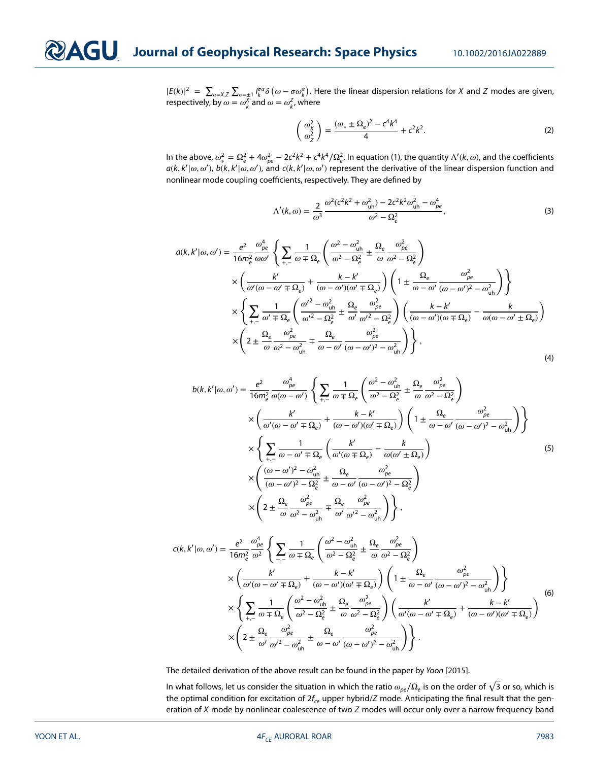$|E(k)|^2 = \sum_{\alpha=X,Z} \sum_{\sigma=\pm1} I_k^{\sigma\alpha} \delta\left(\omega - \sigma\omega_k^\alpha\right)$. Here the linear dispersion relations for $X$ and $Z$ modes are given, respectively, by $\omega = \omega_k^X$ and $\omega = \omega_k^Z$, where

$$\begin{pmatrix} \omega_X^2 \\ \omega_Z^2 \end{pmatrix} = \frac{(\omega_* \pm \Omega_e)^2 - c^4k^4}{4} + c^2k^2. \tag{2}$$

In the above, $\omega_*^2 = \Omega_e^2 + 4\omega_{pe}^2 - 2c^2k^2 + c^4k^4/\Omega_e^2$. In equation (1), the quantity $\Lambda'(k,\omega)$, and the coefficients $a(k,k'|\omega,\omega')$, $b(k,k'|\omega,\omega')$, and $c(k,k'|\omega,\omega')$ represent the derivative of the linear dispersion function and nonlinear mode coupling coefficients, respectively. They are defined by

$$\Lambda'(k,\omega) = \frac{2}{\omega^3} \frac{\omega^2(c^2k^2 + \omega_{\rm uh}^2) - 2c^2k^2\omega_{\rm uh}^2 - \omega_{pe}^4}{\omega^2 - \Omega_e^2}, \tag{3}$$

$$\begin{aligned} a(k,k'|\omega,\omega') = \frac{e^2}{16m_e^2} \frac{\omega_{pe}^4}{\omega\omega'} & \left\{ \sum_{+,-} \frac{1}{\omega \mp \Omega_e} \left( \frac{\omega^2 - \omega_{\rm uh}^2}{\omega^2 - \Omega_e^2} \pm \frac{\Omega_e}{\omega} \frac{\omega_{pe}^2}{\omega^2 - \Omega_e^2} \right) \right. \\ & \left. \times \left( \frac{k'}{\omega'(\omega - \omega' \mp \Omega_e)} + \frac{k - k'}{(\omega - \omega')(\omega' \mp \Omega_e)} \right) \left( 1 \pm \frac{\Omega_e}{\omega - \omega'} \frac{\omega_{pe}^2}{(\omega - \omega')^2 - \omega_{\rm uh}^2} \right) \right\} \\ & \times \left\{ \sum_{+,-} \frac{1}{\omega' \mp \Omega_e} \left( \frac{\omega'^2 - \omega_{\rm uh}^2}{\omega'^2 - \Omega_e^2} \pm \frac{\Omega_e}{\omega'} \frac{\omega_{pe}^2}{\omega'^2 - \Omega_e^2} \right) \left( \frac{k - k'}{(\omega - \omega')(\omega \mp \Omega_e)} - \frac{k}{\omega(\omega - \omega' \pm \Omega_e)} \right) \right. \\ & \left. \times \left( 2 \pm \frac{\Omega_e}{\omega} \frac{\omega_{pe}^2}{\omega^2 - \omega_{\rm uh}^2} \mp \frac{\Omega_e}{\omega - \omega'} \frac{\omega_{pe}^2}{(\omega - \omega')^2 - \omega_{\rm uh}^2} \right) \right\}, \end{aligned} \tag{4}$$

$$\begin{aligned} b(k,k'|\omega,\omega') = \frac{e^2}{16m_e^2} \frac{\omega_{pe}^4}{\omega(\omega - \omega')} & \left\{ \sum_{+,-} \frac{1}{\omega \mp \Omega_e} \left( \frac{\omega^2 - \omega_{\rm uh}^2}{\omega^2 - \Omega_e^2} \pm \frac{\Omega_e}{\omega} \frac{\omega_{pe}^2}{\omega^2 - \Omega_e^2} \right) \right. \\ & \left. \times \left( \frac{k'}{\omega'(\omega - \omega' \mp \Omega_e)} + \frac{k - k'}{(\omega - \omega')(\omega' \mp \Omega_e)} \right) \left( 1 \pm \frac{\Omega_e}{\omega - \omega'} \frac{\omega_{pe}^2}{(\omega - \omega')^2 - \omega_{\rm uh}^2} \right) \right\} \\ & \times \left\{ \sum_{+,-} \frac{1}{\omega - \omega' \mp \Omega_e} \left( \frac{k'}{\omega'(\omega \mp \Omega_e)} - \frac{k}{\omega(\omega' \pm \Omega_e)} \right) \right. \\ & \times \left( \frac{(\omega - \omega')^2 - \omega_{\rm uh}^2}{(\omega - \omega')^2 - \Omega_e^2} \pm \frac{\Omega_e}{\omega - \omega'} \frac{\omega_{pe}^2}{(\omega - \omega')^2 - \Omega_e^2} \right) \\ & \left. \times \left( 2 \pm \frac{\Omega_e}{\omega} \frac{\omega_{pe}^2}{\omega^2 - \omega_{\rm uh}^2} \mp \frac{\Omega_e}{\omega'} \frac{\omega_{pe}^2}{\omega'^2 - \omega_{\rm uh}^2} \right) \right\}, \end{aligned} \tag{5}$$

$$\begin{aligned} c(k,k'|\omega,\omega') = \frac{e^2}{16m_e^2} \frac{\omega_{pe}^4}{\omega^2} & \left\{ \sum_{+,-} \frac{1}{\omega \mp \Omega_e} \left( \frac{\omega^2 - \omega_{\rm uh}^2}{\omega^2 - \Omega_e^2} \pm \frac{\Omega_e}{\omega} \frac{\omega_{pe}^2}{\omega^2 - \Omega_e^2} \right) \right. \\ & \left. \times \left( \frac{k'}{\omega'(\omega - \omega' \mp \Omega_e)} + \frac{k - k'}{(\omega - \omega')(\omega' \mp \Omega_e)} \right) \left( 1 \pm \frac{\Omega_e}{\omega - \omega'} \frac{\omega_{pe}^2}{(\omega - \omega')^2 - \omega_{\rm uh}^2} \right) \right\} \\ & \times \left\{ \sum_{+,-} \frac{1}{\omega \mp \Omega_e} \left( \frac{\omega^2 - \omega_{\rm uh}^2}{\omega^2 - \Omega_e^2} \pm \frac{\Omega_e}{\omega} \frac{\omega_{pe}^2}{\omega^2 - \Omega_e^2} \right) \left( \frac{k'}{\omega'(\omega - \omega' \mp \Omega_e)} + \frac{k - k'}{(\omega - \omega')(\omega' \mp \Omega_e)} \right) \right. \\ & \left. \times \left( 2 \pm \frac{\Omega_e}{\omega'} \frac{\omega_{pe}^2}{\omega'^2 - \omega_{\rm uh}^2} \pm \frac{\Omega_e}{\omega - \omega'} \frac{\omega_{pe}^2}{(\omega - \omega')^2 - \omega_{\rm uh}^2} \right) \right\}. \end{aligned} \tag{6}$$

The detailed derivation of the above result can be found in the paper by *Yoon* [2015].

In what follows, let us consider the situation in which the ratio $\omega_{pe}/\Omega_e$ is on the order of $\sqrt{3}$ or so, which is the optimal condition for excitation of $2f_{ce}$ upper hybrid/$Z$ mode. Anticipating the final result that the generation of $X$ mode by nonlinear coalescence of two $Z$ modes will occur only over a narrow frequency band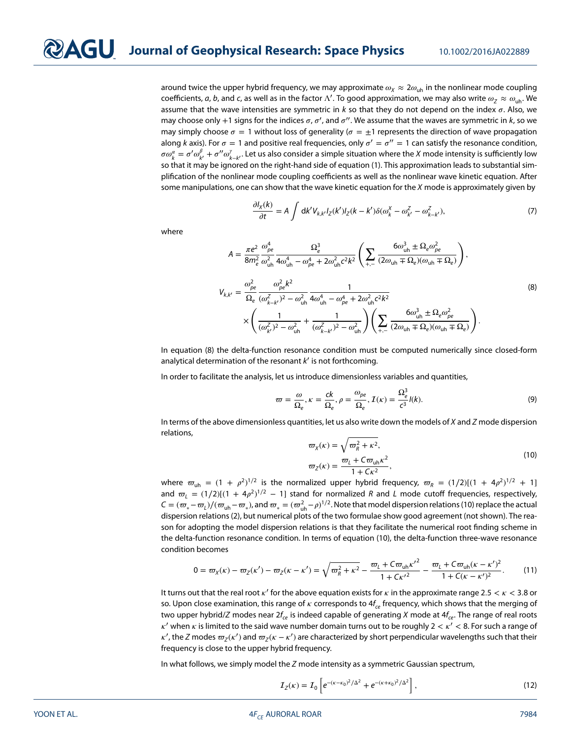around twice the upper hybrid frequency, we may approximate $\omega_X \approx 2\omega_{\rm uh}$ in the nonlinear mode coupling coefficients, $a$, $b$, and $c$, as well as in the factor $\Lambda'$. To good approximation, we may also write $\omega_Z \approx \omega_{\rm uh}$. We assume that the wave intensities are symmetric in $k$ so that they do not depend on the index $\sigma$. Also, we may choose only +1 signs for the indices $\sigma$, $\sigma'$, and $\sigma''$. We assume that the waves are symmetric in $k$, so we may simply choose $\sigma = 1$ without loss of generality ($\sigma = \pm 1$ represents the direction of wave propagation along $k$ axis). For $\sigma = 1$ and positive real frequencies, only $\sigma' = \sigma'' = 1$ can satisfy the resonance condition, $\sigma\omega_k^\alpha = \sigma'\omega_{k'}^\beta + \sigma''\omega_{k-k'}^\gamma$. Let us also consider a simple situation where the $X$ mode intensity is sufficiently low so that it may be ignored on the right-hand side of equation (1). This approximation leads to substantial simplification of the nonlinear mode coupling coefficients as well as the nonlinear wave kinetic equation. After some manipulations, one can show that the wave kinetic equation for the $X$ mode is approximately given by

$$\frac{\partial I_X(k)}{\partial t} = A \int {\rm d}k' V_{k,k'} I_Z(k') I_Z(k-k') \delta(\omega_k^X - \omega_{k'}^Z - \omega_{k-k'}^Z), \tag{7}$$

where

$$A = \frac{\pi e^2}{8m_e^2}\frac{\omega_{pe}^4}{\omega_{\rm uh}^2}\frac{\Omega_e^3}{4\omega_{\rm uh}^4 - \omega_{pe}^4 + 2\omega_{\rm uh}^2 c^2 k^2}\left(\sum_{+,-}\frac{6\omega_{\rm uh}^3 \pm \Omega_e\omega_{pe}^2}{(2\omega_{\rm uh} \mp \Omega_e)(\omega_{\rm uh} \mp \Omega_e)}\right),$$

$$V_{k,k'} = \frac{\omega_{pe}^2}{\Omega_e}\frac{\omega_{pe}^2 k^2}{(\omega_{k-k'}^Z)^2 - \omega_{\rm uh}^2}\frac{1}{4\omega_{\rm uh}^4 - \omega_{pe}^4 + 2\omega_{\rm uh}^2 c^2 k^2} \times\left(\frac{1}{(\omega_{k'}^Z)^2 - \omega_{\rm uh}^2} + \frac{1}{(\omega_{k-k'}^Z)^2 - \omega_{\rm uh}^2}\right)\left(\sum_{+,-}\frac{6\omega_{\rm uh}^3 \pm \Omega_e\omega_{pe}^2}{(2\omega_{\rm uh} \mp \Omega_e)(\omega_{\rm uh} \mp \Omega_e)}\right). \tag{8}$$

In equation (8) the delta-function resonance condition must be computed numerically since closed-form analytical determination of the resonant $k'$ is not forthcoming.

In order to facilitate the analysis, let us introduce dimensionless variables and quantities,

$$\varpi = \frac{\omega}{\Omega_e}, \kappa = \frac{ck}{\Omega_e}, \rho = \frac{\omega_{pe}}{\Omega_e}, \mathcal{I}(\kappa) = \frac{\Omega_e^3}{c^3} I(k). \tag{9}$$

In terms of the above dimensionless quantities, let us also write down the models of $X$ and $Z$ mode dispersion relations,

$$\varpi_X(\kappa) = \sqrt{\varpi_R^2 + \kappa^2}, \qquad \varpi_Z(\kappa) = \frac{\varpi_L + C\varpi_{\rm uh}\kappa^2}{1 + C\kappa^2}, \tag{10}$$

where $\varpi_{\rm uh} = (1+\rho^2)^{1/2}$ is the normalized upper hybrid frequency, $\varpi_R = (1/2)[(1+4\rho^2)^{1/2} + 1]$ and $\varpi_L = (1/2)[(1+4\rho^2)^{1/2} - 1]$ stand for normalized $R$ and $L$ mode cutoff frequencies, respectively, $C = (\varpi_* - \varpi_L)/(\varpi_{\rm uh} - \varpi_*)$, and $\varpi_* = (\varpi_{\rm uh}^2 - \rho)^{1/2}$. Note that model dispersion relations (10) replace the actual dispersion relations (2), but numerical plots of the two formulae show good agreement (not shown). The reason for adopting the model dispersion relations is that they facilitate the numerical root finding scheme in the delta-function resonance condition. In terms of equation (10), the delta-function three-wave resonance condition becomes

$$0 = \varpi_X(\kappa) - \varpi_Z(\kappa') - \varpi_Z(\kappa-\kappa') = \sqrt{\varpi_R^2 + \kappa^2} - \frac{\varpi_L + C\varpi_{\rm uh}\kappa'^2}{1 + C\kappa'^2} - \frac{\varpi_L + C\varpi_{\rm uh}(\kappa-\kappa')^2}{1 + C(\kappa-\kappa')^2}. \tag{11}$$

It turns out that the real root $\kappa'$ for the above equation exists for $\kappa$ in the approximate range $2.5 < \kappa < 3.8$ or so. Upon close examination, this range of $\kappa$ corresponds to $4f_{ce}$ frequency, which shows that the merging of two upper hybrid/$Z$ modes near $2f_{ce}$ is indeed capable of generating $X$ mode at $4f_{ce}$. The range of real roots $\kappa'$ when $\kappa$ is limited to the said wave number domain turns out to be roughly $2 < \kappa' < 8$. For such a range of $\kappa'$, the $Z$ modes $\varpi_Z(\kappa')$ and $\varpi_Z(\kappa-\kappa')$ are characterized by short perpendicular wavelengths such that their frequency is close to the upper hybrid frequency.

In what follows, we simply model the $Z$ mode intensity as a symmetric Gaussian spectrum,

$$\mathcal{I}_Z(\kappa) = \mathcal{I}_0\left[e^{-(\kappa-\kappa_0)^2/\Delta^2} + e^{-(\kappa+\kappa_0)^2/\Delta^2}\right], \tag{12}$$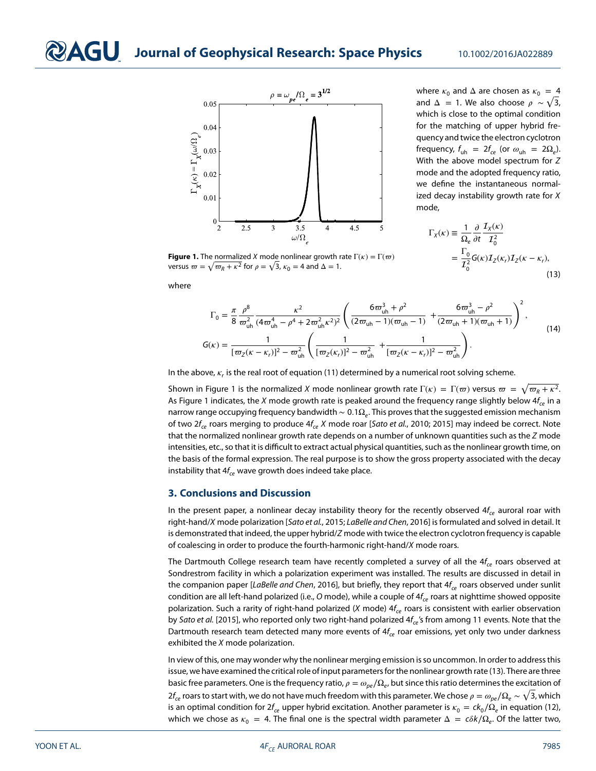where $\kappa_0$ and $\Delta$ are chosen as $\kappa_0 = 4$ and $\Delta = 1$. We also choose $\rho \sim \sqrt{3}$, which is close to the optimal condition for the matching of upper hybrid frequency and twice the electron cyclotron frequency, $f_{\rm uh} = 2f_{ce}$ (or $\omega_{\rm uh} = 2\Omega_e$). With the above model spectrum for *Z* mode and the adopted frequency ratio, we define the instantaneous normalized decay instability growth rate for *X* mode,

$$
\begin{aligned}
\Gamma_X(\kappa) &\equiv \frac{1}{\Omega_e}\frac{\partial}{\partial t}\frac{\mathcal{I}_X(\kappa)}{\mathcal{I}_0^2} \\
&= \frac{\Gamma_0}{\mathcal{I}_0^2} G(\kappa)\mathcal{I}_Z(\kappa_r)\mathcal{I}_Z(\kappa-\kappa_r),
\end{aligned}
\tag{13}
$$

**Figure 1.** The normalized *X* mode nonlinear growth rate $\Gamma(\kappa) = \Gamma(\varpi)$ versus $\varpi = \sqrt{\varpi_R + \kappa^2}$ for $\rho = \sqrt{3}$, $\kappa_0 = 4$ and $\Delta = 1$.

where

$$
\begin{aligned}
\Gamma_0 &= \frac{\pi}{8}\frac{\rho^8}{\varpi_{\rm uh}^2}\frac{\kappa^2}{(4\varpi_{\rm uh}^4 - \rho^4 + 2\varpi_{\rm uh}^2\kappa^2)^2}\left(\frac{6\varpi_{\rm uh}^3 + \rho^2}{(2\varpi_{\rm uh}-1)(\varpi_{\rm uh}-1)} + \frac{6\varpi_{\rm uh}^3 - \rho^2}{(2\varpi_{\rm uh}+1)(\varpi_{\rm uh}+1)}\right)^2, \\
G(\kappa) &= \frac{1}{[\varpi_Z(\kappa-\kappa_r)]^2 - \varpi_{\rm uh}^2}\left(\frac{1}{[\varpi_Z(\kappa_r)]^2 - \varpi_{\rm uh}^2} + \frac{1}{[\varpi_Z(\kappa-\kappa_r)]^2 - \varpi_{\rm uh}^2}\right).
\end{aligned}
\tag{14}
$$

In the above, $\kappa_r$ is the real root of equation (11) determined by a numerical root solving scheme.

Shown in Figure 1 is the normalized *X* mode nonlinear growth rate $\Gamma(\kappa) = \Gamma(\varpi)$ versus $\varpi = \sqrt{\varpi_R + \kappa^2}$. As Figure 1 indicates, the *X* mode growth rate is peaked around the frequency range slightly below $4f_{ce}$ in a narrow range occupying frequency bandwidth $\sim 0.1\Omega_e$. This proves that the suggested emission mechanism of two $2f_{ce}$ roars merging to produce $4f_{ce}$ *X* mode roar [*Sato et al.*, 2010; 2015] may indeed be correct. Note that the normalized nonlinear growth rate depends on a number of unknown quantities such as the *Z* mode intensities, etc., so that it is difficult to extract actual physical quantities, such as the nonlinear growth time, on the basis of the formal expression. The real purpose is to show the gross property associated with the decay instability that $4f_{ce}$ wave growth does indeed take place.

## 3. Conclusions and Discussion

In the present paper, a nonlinear decay instability theory for the recently observed $4f_{ce}$ auroral roar with right-hand/*X* mode polarization [*Sato et al.*, 2015; *LaBelle and Chen*, 2016] is formulated and solved in detail. It is demonstrated that indeed, the upper hybrid/*Z* mode with twice the electron cyclotron frequency is capable of coalescing in order to produce the fourth-harmonic right-hand/*X* mode roars.

The Dartmouth College research team have recently completed a survey of all the $4f_{ce}$ roars observed at Sondrestrom facility in which a polarization experiment was installed. The results are discussed in detail in the companion paper [*LaBelle and Chen*, 2016], but briefly, they report that $4f_{ce}$ roars observed under sunlit condition are all left-hand polarized (i.e., *O* mode), while a couple of $4f_{ce}$ roars at nighttime showed opposite polarization. Such a rarity of right-hand polarized (*X* mode) $4f_{ce}$ roars is consistent with earlier observation by *Sato et al.* [2015], who reported only two right-hand polarized $4f_{ce}$'s from among 11 events. Note that the Dartmouth research team detected many more events of $4f_{ce}$ roar emissions, yet only two under darkness exhibited the *X* mode polarization.

In view of this, one may wonder why the nonlinear merging emission is so uncommon. In order to address this issue, we have examined the critical role of input parameters for the nonlinear growth rate (13). There are three basic free parameters. One is the frequency ratio, $\rho = \omega_{pe}/\Omega_e$, but since this ratio determines the excitation of $2f_{ce}$ roars to start with, we do not have much freedom with this parameter. We chose $\rho = \omega_{pe}/\Omega_e \sim \sqrt{3}$, which is an optimal condition for $2f_{ce}$ upper hybrid excitation. Another parameter is $\kappa_0 = ck_0/\Omega_e$ in equation (12), which we chose as $\kappa_0 = 4$. The final one is the spectral width parameter $\Delta = c\delta k/\Omega_e$. Of the latter two,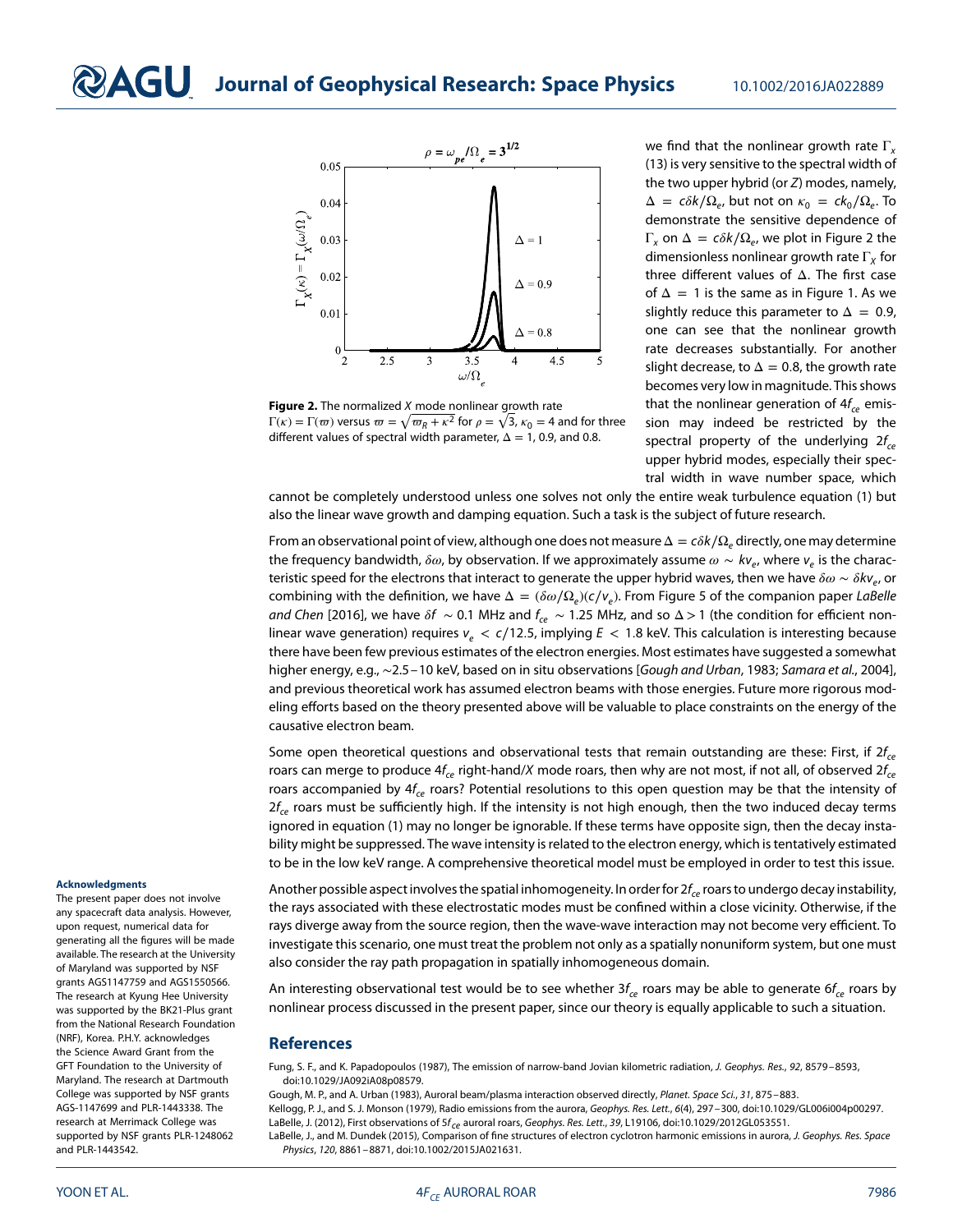**Figure 2.** The normalized $X$ mode nonlinear growth rate $\Gamma(\kappa) = \Gamma(\varpi)$ versus $\varpi = \sqrt{\varpi_R + \kappa^2}$ for $\rho = \sqrt{3}$, $\kappa_0 = 4$ and for three different values of spectral width parameter, $\Delta = 1$, 0.9, and 0.8.

we find that the nonlinear growth rate $\Gamma_x$ (13) is very sensitive to the spectral width of the two upper hybrid (or $Z$) modes, namely, $\Delta = c\delta k/\Omega_e$, but not on $\kappa_0 = ck_0/\Omega_e$. To demonstrate the sensitive dependence of $\Gamma_x$ on $\Delta = c\delta k/\Omega_e$, we plot in Figure 2 the dimensionless nonlinear growth rate $\Gamma_X$ for three different values of $\Delta$. The first case of $\Delta = 1$ is the same as in Figure 1. As we slightly reduce this parameter to $\Delta = 0.9$, one can see that the nonlinear growth rate decreases substantially. For another slight decrease, to $\Delta = 0.8$, the growth rate becomes very low in magnitude. This shows that the nonlinear generation of $4f_{ce}$ emission may indeed be restricted by the spectral property of the underlying $2f_{ce}$ upper hybrid modes, especially their spectral width in wave number space, which cannot be completely understood unless one solves not only the entire weak turbulence equation (1) but also the linear wave growth and damping equation. Such a task is the subject of future research.

From an observational point of view, although one does not measure $\Delta = c\delta k/\Omega_e$ directly, one may determine the frequency bandwidth, $\delta\omega$, by observation. If we approximately assume $\omega \sim kv_e$, where $v_e$ is the characteristic speed for the electrons that interact to generate the upper hybrid waves, then we have $\delta\omega \sim \delta k v_e$, or combining with the definition, we have $\Delta = (\delta\omega/\Omega_e)(c/v_e)$. From Figure 5 of the companion paper *LaBelle and Chen* [2016], we have $\delta f \sim 0.1$ MHz and $f_{ce} \sim 1.25$ MHz, and so $\Delta > 1$ (the condition for efficient nonlinear wave generation) requires $v_e < c/12.5$, implying $E < 1.8$ keV. This calculation is interesting because there have been few previous estimates of the electron energies. Most estimates have suggested a somewhat higher energy, e.g., ∼2.5–10 keV, based on in situ observations [*Gough and Urban*, 1983; *Samara et al.*, 2004], and previous theoretical work has assumed electron beams with those energies. Future more rigorous modeling efforts based on the theory presented above will be valuable to place constraints on the energy of the causative electron beam.

Some open theoretical questions and observational tests that remain outstanding are these: First, if $2f_{ce}$ roars can merge to produce $4f_{ce}$ right-hand/$X$ mode roars, then why are not most, if not all, of observed $2f_{ce}$ roars accompanied by $4f_{ce}$ roars? Potential resolutions to this open question may be that the intensity of $2f_{ce}$ roars must be sufficiently high. If the intensity is not high enough, then the two induced decay terms ignored in equation (1) may no longer be ignorable. If these terms have opposite sign, then the decay instability might be suppressed. The wave intensity is related to the electron energy, which is tentatively estimated to be in the low keV range. A comprehensive theoretical model must be employed in order to test this issue.

Another possible aspect involves the spatial inhomogeneity. In order for $2f_{ce}$ roars to undergo decay instability, the rays associated with these electrostatic modes must be confined within a close vicinity. Otherwise, if the rays diverge away from the source region, then the wave-wave interaction may not become very efficient. To investigate this scenario, one must treat the problem not only as a spatially nonuniform system, but one must also consider the ray path propagation in spatially inhomogeneous domain.

An interesting observational test would be to see whether $3f_{ce}$ roars may be able to generate $6f_{ce}$ roars by nonlinear process discussed in the present paper, since our theory is equally applicable to such a situation.

#### Acknowledgments

The present paper does not involve any spacecraft data analysis. However, upon request, numerical data for generating all the figures will be made available. The research at the University of Maryland was supported by NSF grants AGS1147759 and AGS1550566. The research at Kyung Hee University was supported by the BK21-Plus grant from the National Research Foundation (NRF), Korea. P.H.Y. acknowledges the Science Award Grant from the GFT Foundation to the University of Maryland. The research at Dartmouth College was supported by NSF grants AGS-1147699 and PLR-1443338. The research at Merrimack College was supported by NSF grants PLR-1248062 and PLR-1443542.

## References

Fung, S. F., and K. Papadopoulos (1987), The emission of narrow-band Jovian kilometric radiation, *J. Geophys. Res.*, *92*, 8579–8593, doi:10.1029/JA092iA08p08579.

Gough, M. P., and A. Urban (1983), Auroral beam/plasma interaction observed directly, *Planet. Space Sci.*, *31*, 875–883.

Kellogg, P. J., and S. J. Monson (1979), Radio emissions from the aurora, *Geophys. Res. Lett.*, *6*(4), 297–300, doi:10.1029/GL006i004p00297.

LaBelle, J. (2012), First observations of $5f_{ce}$ auroral roars, *Geophys. Res. Lett.*, *39*, L19106, doi:10.1029/2012GL053551.

LaBelle, J., and M. Dundek (2015), Comparison of fine structures of electron cyclotron harmonic emissions in aurora, *J. Geophys. Res. Space Physics*, *120*, 8861–8871, doi:10.1002/2015JA021631.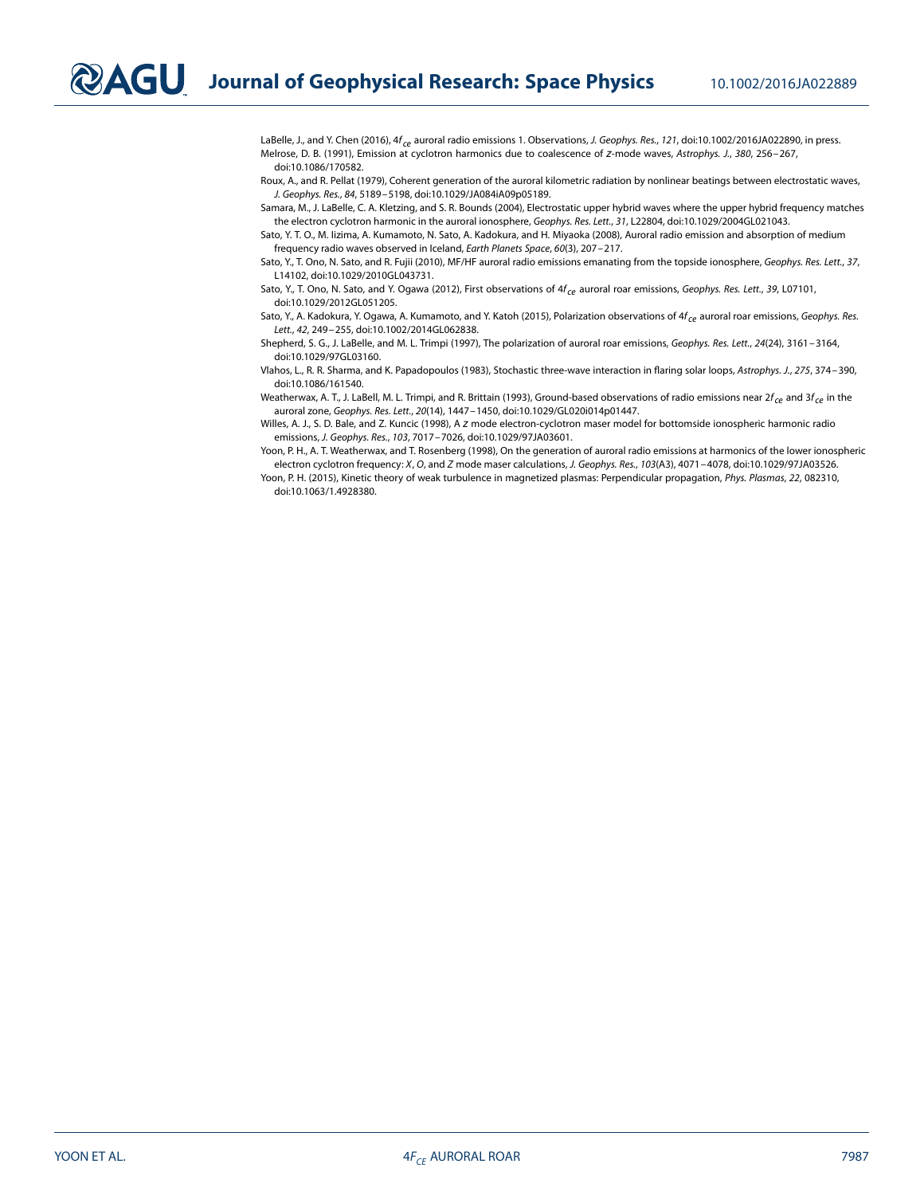LaBelle, J., and Y. Chen (2016), $4f_{ce}$ auroral radio emissions 1. Observations, *J. Geophys. Res.*, *121*, doi:10.1002/2016JA022890, in press.

Melrose, D. B. (1991), Emission at cyclotron harmonics due to coalescence of *z*-mode waves, *Astrophys. J.*, *380*, 256–267, doi:10.1086/170582.

Roux, A., and R. Pellat (1979), Coherent generation of the auroral kilometric radiation by nonlinear beatings between electrostatic waves, *J. Geophys. Res.*, *84*, 5189–5198, doi:10.1029/JA084iA09p05189.

Samara, M., J. LaBelle, C. A. Kletzing, and S. R. Bounds (2004), Electrostatic upper hybrid waves where the upper hybrid frequency matches the electron cyclotron harmonic in the auroral ionosphere, *Geophys. Res. Lett.*, *31*, L22804, doi:10.1029/2004GL021043.

Sato, Y. T. O., M. Iizima, A. Kumamoto, N. Sato, A. Kadokura, and H. Miyaoka (2008), Auroral radio emission and absorption of medium frequency radio waves observed in Iceland, *Earth Planets Space*, *60*(3), 207–217.

Sato, Y., T. Ono, N. Sato, and R. Fujii (2010), MF/HF auroral radio emissions emanating from the topside ionosphere, *Geophys. Res. Lett.*, *37*, L14102, doi:10.1029/2010GL043731.

Sato, Y., T. Ono, N. Sato, and Y. Ogawa (2012), First observations of $4f_{ce}$ auroral roar emissions, *Geophys. Res. Lett.*, *39*, L07101, doi:10.1029/2012GL051205.

Sato, Y., A. Kadokura, Y. Ogawa, A. Kumamoto, and Y. Katoh (2015), Polarization observations of $4f_{ce}$ auroral roar emissions, *Geophys. Res. Lett.*, *42*, 249–255, doi:10.1002/2014GL062838.

Shepherd, S. G., J. LaBelle, and M. L. Trimpi (1997), The polarization of auroral roar emissions, *Geophys. Res. Lett.*, *24*(24), 3161–3164, doi:10.1029/97GL03160.

Vlahos, L., R. R. Sharma, and K. Papadopoulos (1983), Stochastic three-wave interaction in flaring solar loops, *Astrophys. J.*, *275*, 374–390, doi:10.1086/161540.

Weatherwax, A. T., J. LaBell, M. L. Trimpi, and R. Brittain (1993), Ground-based observations of radio emissions near $2f_{ce}$ and $3f_{ce}$ in the auroral zone, *Geophys. Res. Lett.*, *20*(14), 1447–1450, doi:10.1029/GL020i014p01447.

Willes, A. J., S. D. Bale, and Z. Kuncic (1998), A *z* mode electron-cyclotron maser model for bottomside ionospheric harmonic radio emissions, *J. Geophys. Res.*, *103*, 7017–7026, doi:10.1029/97JA03601.

Yoon, P. H., A. T. Weatherwax, and T. Rosenberg (1998), On the generation of auroral radio emissions at harmonics of the lower ionospheric electron cyclotron frequency: *X*, *O*, and *Z* mode maser calculations, *J. Geophys. Res.*, *103*(A3), 4071–4078, doi:10.1029/97JA03526.

Yoon, P. H. (2015), Kinetic theory of weak turbulence in magnetized plasmas: Perpendicular propagation, *Phys. Plasmas*, *22*, 082310, doi:10.1063/1.4928380.